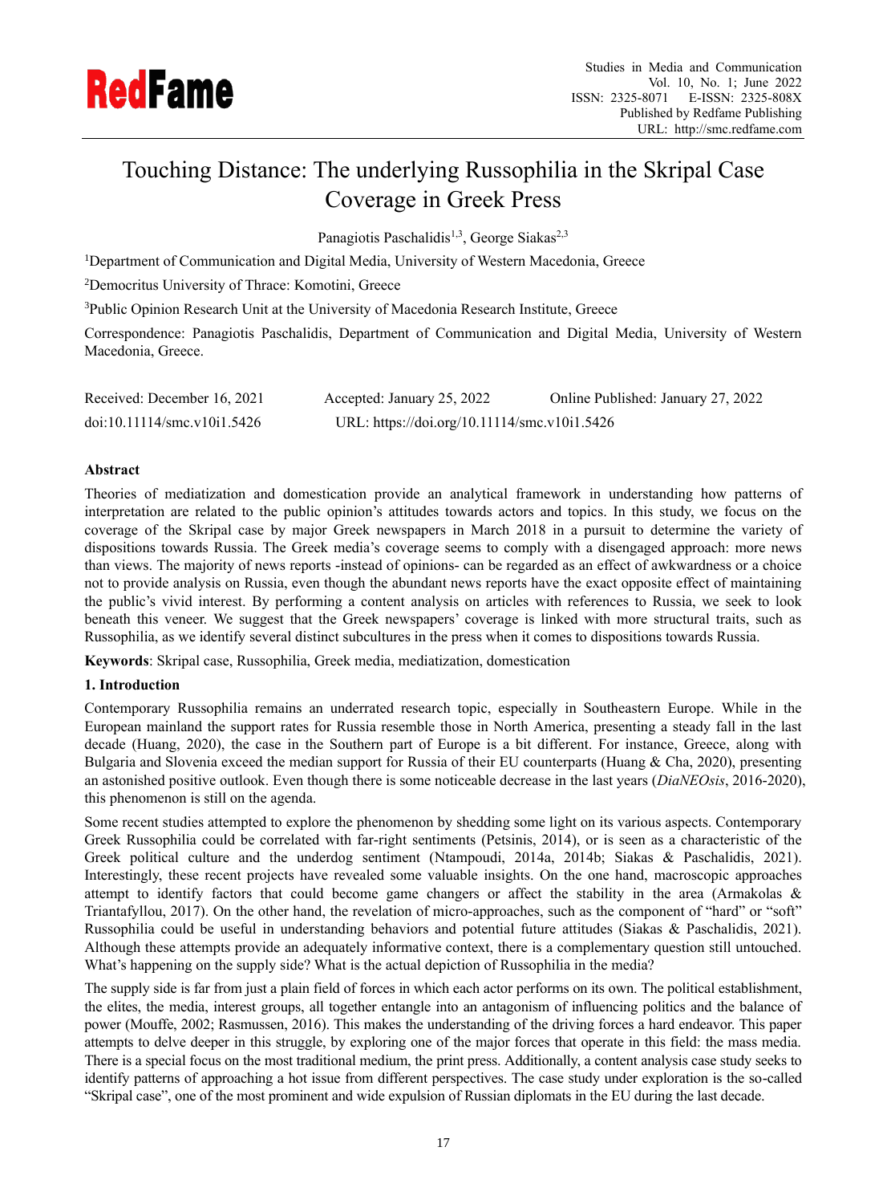# Touching Distance: The underlying Russophilia in the Skripal Case Coverage in Greek Press

Panagiotis Paschalidis[1,3], George Siakas[2,3]

[1]Department of Communication and Digital Media, University of Western Macedonia, Greece

[2]Democritus University of Thrace: Komotini, Greece

[3]Public Opinion Research Unit at the University of Macedonia Research Institute, Greece

Correspondence: Panagiotis Paschalidis, Department of Communication and Digital Media, University of Western Macedonia, Greece.

Received: December 16, 2021 Accepted: January 25, 2022 Online Published: January 27, 2022

doi:10.11114/smc.v10i1.5426 URL: https://doi.org/10.11114/smc.v10i1.5426

**Abstract**

Theories of mediatization and domestication provide an analytical framework in understanding how patterns of interpretation are related to the public opinion's attitudes towards actors and topics. In this study, we focus on the coverage of the Skripal case by major Greek newspapers in March 2018 in a pursuit to determine the variety of dispositions towards Russia. The Greek media's coverage seems to comply with a disengaged approach: more news than views. The majority of news reports -instead of opinions- can be regarded as an effect of awkwardness or a choice not to provide analysis on Russia, even though the abundant news reports have the exact opposite effect of maintaining the public's vivid interest. By performing a content analysis on articles with references to Russia, we seek to look beneath this veneer. We suggest that the Greek newspapers' coverage is linked with more structural traits, such as Russophilia, as we identify several distinct subcultures in the press when it comes to dispositions towards Russia.

**Keywords**: Skripal case, Russophilia, Greek media, mediatization, domestication

## 1. Introduction

Contemporary Russophilia remains an underrated research topic, especially in Southeastern Europe. While in the European mainland the support rates for Russia resemble those in North America, presenting a steady fall in the last decade (Huang, 2020), the case in the Southern part of Europe is a bit different. For instance, Greece, along with Bulgaria and Slovenia exceed the median support for Russia of their EU counterparts (Huang & Cha, 2020), presenting an astonished positive outlook. Even though there is some noticeable decrease in the last years (*DiaNEOsis*, 2016-2020), this phenomenon is still on the agenda.

Some recent studies attempted to explore the phenomenon by shedding some light on its various aspects. Contemporary Greek Russophilia could be correlated with far-right sentiments (Petsinis, 2014), or is seen as a characteristic of the Greek political culture and the underdog sentiment (Ntampoudi, 2014a, 2014b; Siakas & Paschalidis, 2021). Interestingly, these recent projects have revealed some valuable insights. On the one hand, macroscopic approaches attempt to identify factors that could become game changers or affect the stability in the area (Armakolas & Triantafyllou, 2017). On the other hand, the revelation of micro-approaches, such as the component of "hard" or "soft" Russophilia could be useful in understanding behaviors and potential future attitudes (Siakas & Paschalidis, 2021). Although these attempts provide an adequately informative context, there is a complementary question still untouched. What's happening on the supply side? What is the actual depiction of Russophilia in the media?

The supply side is far from just a plain field of forces in which each actor performs on its own. The political establishment, the elites, the media, interest groups, all together entangle into an antagonism of influencing politics and the balance of power (Mouffe, 2002; Rasmussen, 2016). This makes the understanding of the driving forces a hard endeavor. This paper attempts to delve deeper in this struggle, by exploring one of the major forces that operate in this field: the mass media. There is a special focus on the most traditional medium, the print press. Additionally, a content analysis case study seeks to identify patterns of approaching a hot issue from different perspectives. The case study under exploration is the so-called "Skripal case", one of the most prominent and wide expulsion of Russian diplomats in the EU during the last decade.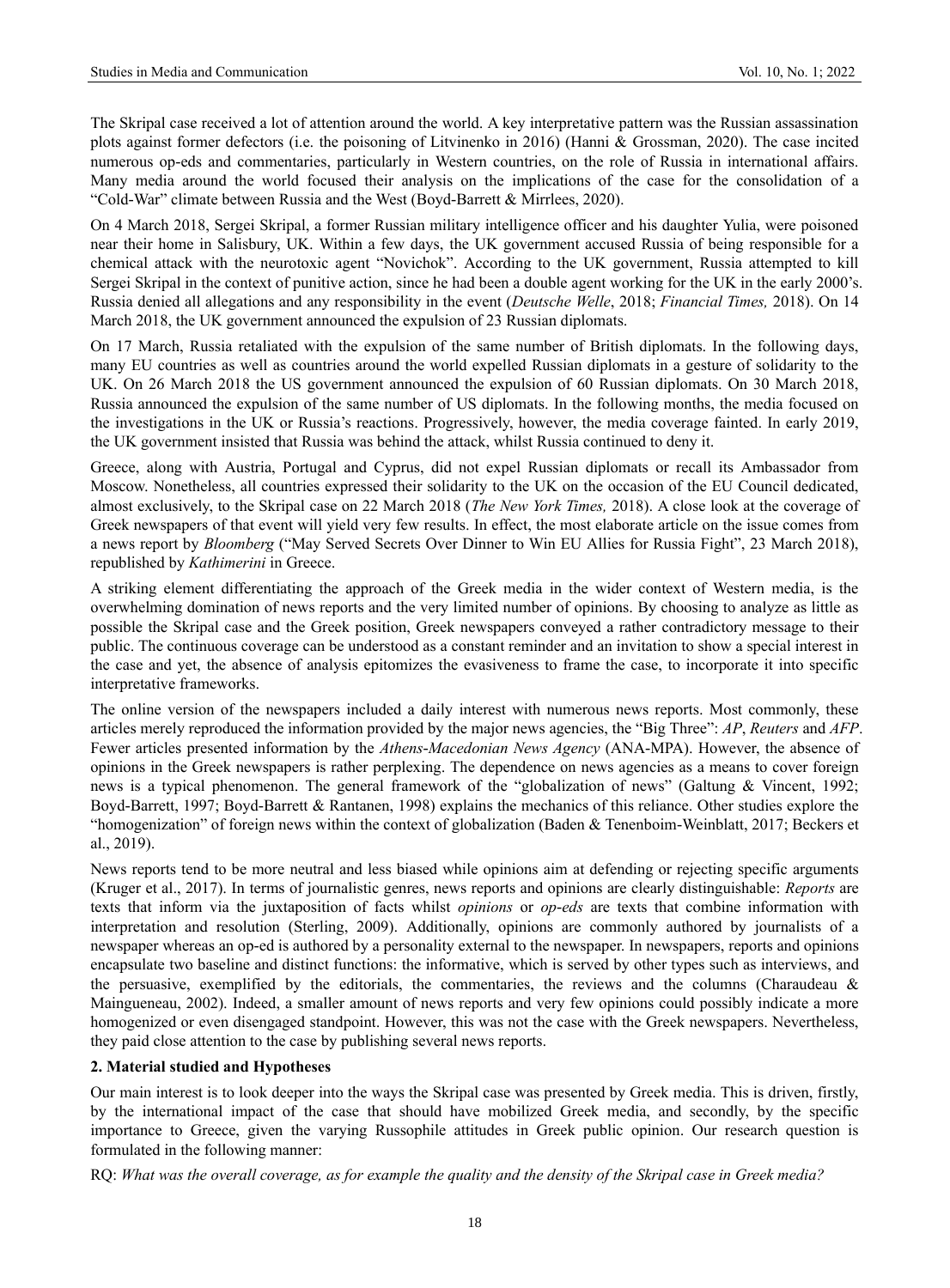The Skripal case received a lot of attention around the world. A key interpretative pattern was the Russian assassination plots against former defectors (i.e. the poisoning of Litvinenko in 2016) (Hanni & Grossman, 2020). The case incited numerous op-eds and commentaries, particularly in Western countries, on the role of Russia in international affairs. Many media around the world focused their analysis on the implications of the case for the consolidation of a "Cold-War" climate between Russia and the West (Boyd-Barrett & Mirrlees, 2020).

On 4 March 2018, Sergei Skripal, a former Russian military intelligence officer and his daughter Yulia, were poisoned near their home in Salisbury, UK. Within a few days, the UK government accused Russia of being responsible for a chemical attack with the neurotoxic agent "Novichok". According to the UK government, Russia attempted to kill Sergei Skripal in the context of punitive action, since he had been a double agent working for the UK in the early 2000's. Russia denied all allegations and any responsibility in the event (*Deutsche Welle*, 2018; *Financial Times,* 2018). On 14 March 2018, the UK government announced the expulsion of 23 Russian diplomats.

On 17 March, Russia retaliated with the expulsion of the same number of British diplomats. In the following days, many EU countries as well as countries around the world expelled Russian diplomats in a gesture of solidarity to the UK. On 26 March 2018 the US government announced the expulsion of 60 Russian diplomats. On 30 March 2018, Russia announced the expulsion of the same number of US diplomats. In the following months, the media focused on the investigations in the UK or Russia's reactions. Progressively, however, the media coverage fainted. In early 2019, the UK government insisted that Russia was behind the attack, whilst Russia continued to deny it.

Greece, along with Austria, Portugal and Cyprus, did not expel Russian diplomats or recall its Ambassador from Moscow. Nonetheless, all countries expressed their solidarity to the UK on the occasion of the EU Council dedicated, almost exclusively, to the Skripal case on 22 March 2018 (*The New York Times,* 2018). A close look at the coverage of Greek newspapers of that event will yield very few results. In effect, the most elaborate article on the issue comes from a news report by *Bloomberg* ("May Served Secrets Over Dinner to Win EU Allies for Russia Fight", 23 March 2018), republished by *Kathimerini* in Greece.

A striking element differentiating the approach of the Greek media in the wider context of Western media, is the overwhelming domination of news reports and the very limited number of opinions. By choosing to analyze as little as possible the Skripal case and the Greek position, Greek newspapers conveyed a rather contradictory message to their public. The continuous coverage can be understood as a constant reminder and an invitation to show a special interest in the case and yet, the absence of analysis epitomizes the evasiveness to frame the case, to incorporate it into specific interpretative frameworks.

The online version of the newspapers included a daily interest with numerous news reports. Most commonly, these articles merely reproduced the information provided by the major news agencies, the "Big Three": *AP*, *Reuters* and *AFP*. Fewer articles presented information by the *Athens-Macedonian News Agency* (ANA-MPA). However, the absence of opinions in the Greek newspapers is rather perplexing. The dependence on news agencies as a means to cover foreign news is a typical phenomenon. The general framework of the "globalization of news" (Galtung & Vincent, 1992; Boyd-Barrett, 1997; Boyd-Barrett & Rantanen, 1998) explains the mechanics of this reliance. Other studies explore the "homogenization" of foreign news within the context of globalization (Baden & Tenenboim-Weinblatt, 2017; Beckers et al., 2019).

News reports tend to be more neutral and less biased while opinions aim at defending or rejecting specific arguments (Kruger et al., 2017). In terms of journalistic genres, news reports and opinions are clearly distinguishable: *Reports* are texts that inform via the juxtaposition of facts whilst *opinions* or *op-eds* are texts that combine information with interpretation and resolution (Sterling, 2009). Additionally, opinions are commonly authored by journalists of a newspaper whereas an op-ed is authored by a personality external to the newspaper. In newspapers, reports and opinions encapsulate two baseline and distinct functions: the informative, which is served by other types such as interviews, and the persuasive, exemplified by the editorials, the commentaries, the reviews and the columns (Charaudeau & Maingueneau, 2002). Indeed, a smaller amount of news reports and very few opinions could possibly indicate a more homogenized or even disengaged standpoint. However, this was not the case with the Greek newspapers. Nevertheless, they paid close attention to the case by publishing several news reports.

## 2. Material studied and Hypotheses

Our main interest is to look deeper into the ways the Skripal case was presented by Greek media. This is driven, firstly, by the international impact of the case that should have mobilized Greek media, and secondly, by the specific importance to Greece, given the varying Russophile attitudes in Greek public opinion. Our research question is formulated in the following manner:

RQ: *What was the overall coverage, as for example the quality and the density of the Skripal case in Greek media?*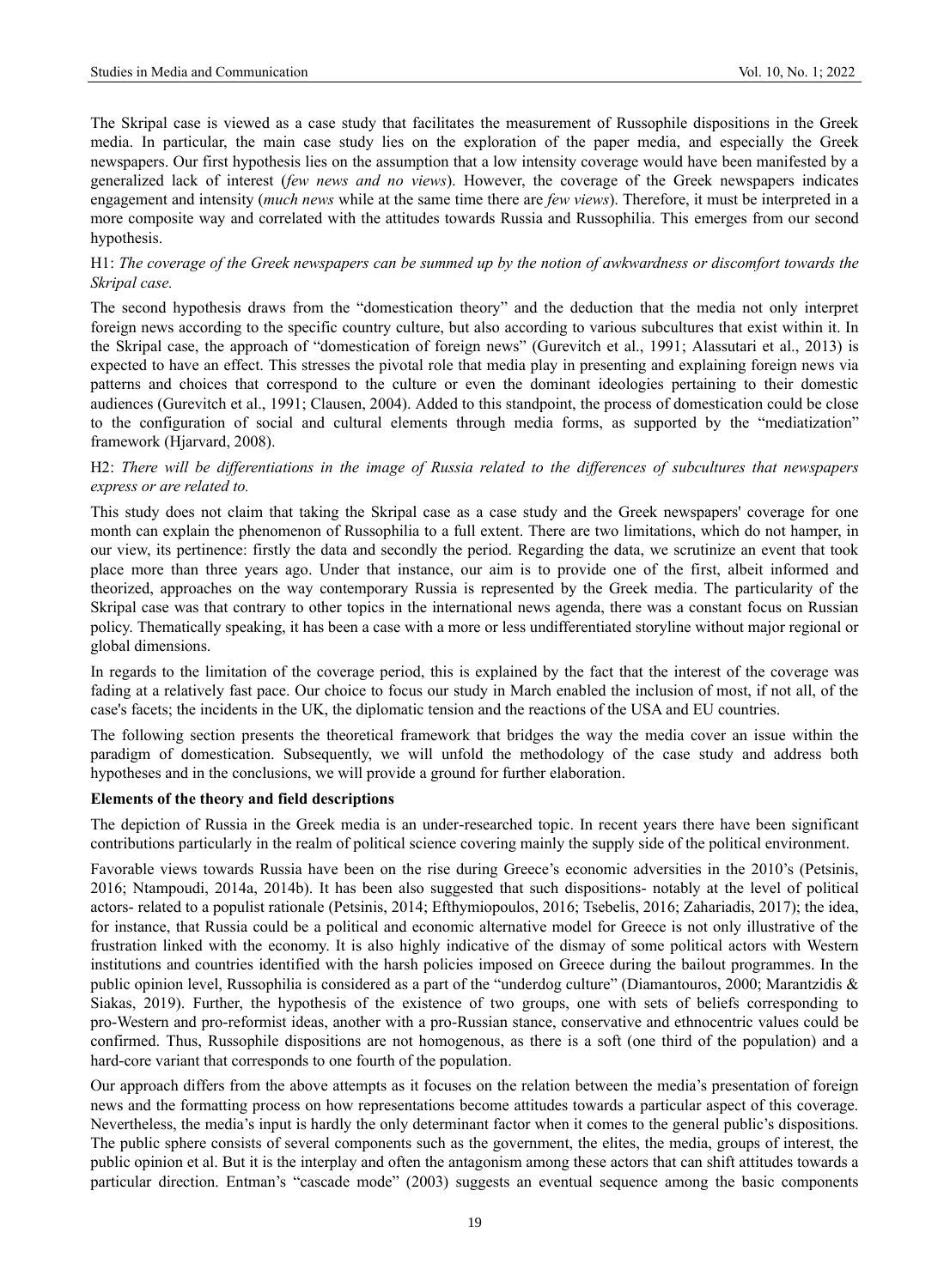The Skripal case is viewed as a case study that facilitates the measurement of Russophile dispositions in the Greek media. In particular, the main case study lies on the exploration of the paper media, and especially the Greek newspapers. Our first hypothesis lies on the assumption that a low intensity coverage would have been manifested by a generalized lack of interest (*few news and no views*). However, the coverage of the Greek newspapers indicates engagement and intensity (*much news* while at the same time there are *few views*). Therefore, it must be interpreted in a more composite way and correlated with the attitudes towards Russia and Russophilia. This emerges from our second hypothesis.

H1: *The coverage of the Greek newspapers can be summed up by the notion of awkwardness or discomfort towards the Skripal case.*

The second hypothesis draws from the "domestication theory" and the deduction that the media not only interpret foreign news according to the specific country culture, but also according to various subcultures that exist within it. In the Skripal case, the approach of "domestication of foreign news" (Gurevitch et al., 1991; Alassutari et al., 2013) is expected to have an effect. This stresses the pivotal role that media play in presenting and explaining foreign news via patterns and choices that correspond to the culture or even the dominant ideologies pertaining to their domestic audiences (Gurevitch et al., 1991; Clausen, 2004). Added to this standpoint, the process of domestication could be close to the configuration of social and cultural elements through media forms, as supported by the "mediatization" framework (Hjarvard, 2008).

H2: *There will be differentiations in the image of Russia related to the differences of subcultures that newspapers express or are related to.*

This study does not claim that taking the Skripal case as a case study and the Greek newspapers' coverage for one month can explain the phenomenon of Russophilia to a full extent. There are two limitations, which do not hamper, in our view, its pertinence: firstly the data and secondly the period. Regarding the data, we scrutinize an event that took place more than three years ago. Under that instance, our aim is to provide one of the first, albeit informed and theorized, approaches on the way contemporary Russia is represented by the Greek media. The particularity of the Skripal case was that contrary to other topics in the international news agenda, there was a constant focus on Russian policy. Thematically speaking, it has been a case with a more or less undifferentiated storyline without major regional or global dimensions.

In regards to the limitation of the coverage period, this is explained by the fact that the interest of the coverage was fading at a relatively fast pace. Our choice to focus our study in March enabled the inclusion of most, if not all, of the case's facets; the incidents in the UK, the diplomatic tension and the reactions of the USA and EU countries.

The following section presents the theoretical framework that bridges the way the media cover an issue within the paradigm of domestication. Subsequently, we will unfold the methodology of the case study and address both hypotheses and in the conclusions, we will provide a ground for further elaboration.

**Elements of the theory and field descriptions**

The depiction of Russia in the Greek media is an under-researched topic. In recent years there have been significant contributions particularly in the realm of political science covering mainly the supply side of the political environment.

Favorable views towards Russia have been on the rise during Greece's economic adversities in the 2010's (Petsinis, 2016; Ntampoudi, 2014a, 2014b). It has been also suggested that such dispositions- notably at the level of political actors- related to a populist rationale (Petsinis, 2014; Efthymiopoulos, 2016; Tsebelis, 2016; Zahariadis, 2017); the idea, for instance, that Russia could be a political and economic alternative model for Greece is not only illustrative of the frustration linked with the economy. It is also highly indicative of the dismay of some political actors with Western institutions and countries identified with the harsh policies imposed on Greece during the bailout programmes. In the public opinion level, Russophilia is considered as a part of the "underdog culture" (Diamantouros, 2000; Marantzidis & Siakas, 2019). Further, the hypothesis of the existence of two groups, one with sets of beliefs corresponding to pro-Western and pro-reformist ideas, another with a pro-Russian stance, conservative and ethnocentric values could be confirmed. Thus, Russophile dispositions are not homogenous, as there is a soft (one third of the population) and a hard-core variant that corresponds to one fourth of the population.

Our approach differs from the above attempts as it focuses on the relation between the media's presentation of foreign news and the formatting process on how representations become attitudes towards a particular aspect of this coverage. Nevertheless, the media's input is hardly the only determinant factor when it comes to the general public's dispositions. The public sphere consists of several components such as the government, the elites, the media, groups of interest, the public opinion et al. But it is the interplay and often the antagonism among these actors that can shift attitudes towards a particular direction. Entman's "cascade mode" (2003) suggests an eventual sequence among the basic components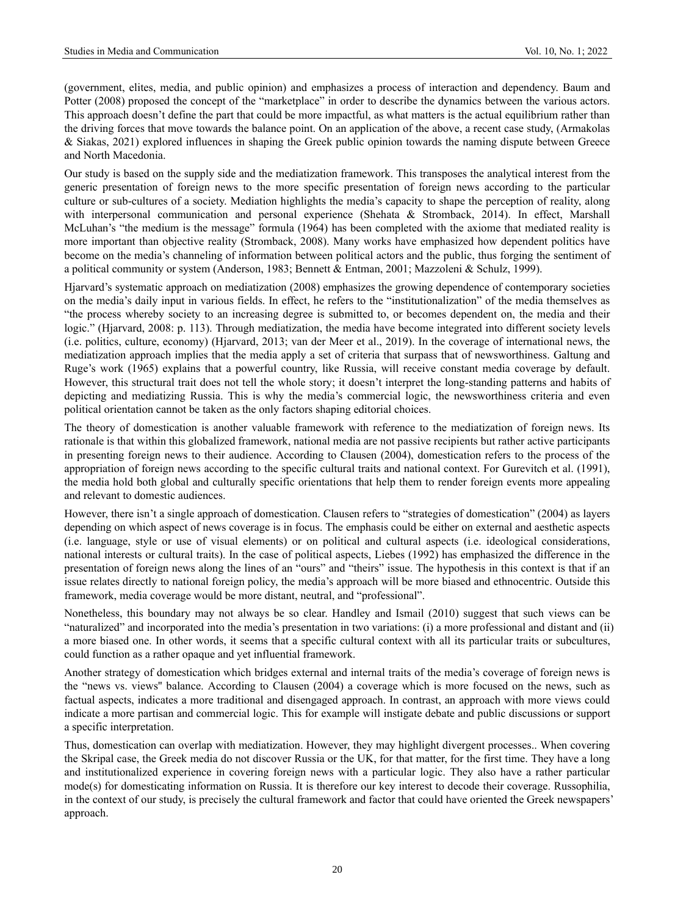(government, elites, media, and public opinion) and emphasizes a process of interaction and dependency. Baum and Potter (2008) proposed the concept of the "marketplace" in order to describe the dynamics between the various actors. This approach doesn't define the part that could be more impactful, as what matters is the actual equilibrium rather than the driving forces that move towards the balance point. On an application of the above, a recent case study, (Armakolas & Siakas, 2021) explored influences in shaping the Greek public opinion towards the naming dispute between Greece and North Macedonia.

Our study is based on the supply side and the mediatization framework. This transposes the analytical interest from the generic presentation of foreign news to the more specific presentation of foreign news according to the particular culture or sub-cultures of a society. Mediation highlights the media's capacity to shape the perception of reality, along with interpersonal communication and personal experience (Shehata & Stromback, 2014). In effect, Marshall McLuhan's "the medium is the message" formula (1964) has been completed with the axiome that mediated reality is more important than objective reality (Stromback, 2008). Many works have emphasized how dependent politics have become on the media's channeling of information between political actors and the public, thus forging the sentiment of a political community or system (Anderson, 1983; Bennett & Entman, 2001; Mazzoleni & Schulz, 1999).

Hjarvard's systematic approach on mediatization (2008) emphasizes the growing dependence of contemporary societies on the media's daily input in various fields. In effect, he refers to the "institutionalization" of the media themselves as "the process whereby society to an increasing degree is submitted to, or becomes dependent on, the media and their logic." (Hjarvard, 2008: p. 113). Through mediatization, the media have become integrated into different society levels (i.e. politics, culture, economy) (Hjarvard, 2013; van der Meer et al., 2019). In the coverage of international news, the mediatization approach implies that the media apply a set of criteria that surpass that of newsworthiness. Galtung and Ruge's work (1965) explains that a powerful country, like Russia, will receive constant media coverage by default. However, this structural trait does not tell the whole story; it doesn't interpret the long-standing patterns and habits of depicting and mediatizing Russia. This is why the media's commercial logic, the newsworthiness criteria and even political orientation cannot be taken as the only factors shaping editorial choices.

The theory of domestication is another valuable framework with reference to the mediatization of foreign news. Its rationale is that within this globalized framework, national media are not passive recipients but rather active participants in presenting foreign news to their audience. According to Clausen (2004), domestication refers to the process of the appropriation of foreign news according to the specific cultural traits and national context. For Gurevitch et al. (1991), the media hold both global and culturally specific orientations that help them to render foreign events more appealing and relevant to domestic audiences.

However, there isn't a single approach of domestication. Clausen refers to "strategies of domestication" (2004) as layers depending on which aspect of news coverage is in focus. The emphasis could be either on external and aesthetic aspects (i.e. language, style or use of visual elements) or on political and cultural aspects (i.e. ideological considerations, national interests or cultural traits). In the case of political aspects, Liebes (1992) has emphasized the difference in the presentation of foreign news along the lines of an "ours" and "theirs" issue. The hypothesis in this context is that if an issue relates directly to national foreign policy, the media's approach will be more biased and ethnocentric. Outside this framework, media coverage would be more distant, neutral, and "professional".

Nonetheless, this boundary may not always be so clear. Handley and Ismail (2010) suggest that such views can be "naturalized" and incorporated into the media's presentation in two variations: (i) a more professional and distant and (ii) a more biased one. In other words, it seems that a specific cultural context with all its particular traits or subcultures, could function as a rather opaque and yet influential framework.

Another strategy of domestication which bridges external and internal traits of the media's coverage of foreign news is the "news vs. views" balance. According to Clausen (2004) a coverage which is more focused on the news, such as factual aspects, indicates a more traditional and disengaged approach. In contrast, an approach with more views could indicate a more partisan and commercial logic. This for example will instigate debate and public discussions or support a specific interpretation.

Thus, domestication can overlap with mediatization. However, they may highlight divergent processes.. When covering the Skripal case, the Greek media do not discover Russia or the UK, for that matter, for the first time. They have a long and institutionalized experience in covering foreign news with a particular logic. They also have a rather particular mode(s) for domesticating information on Russia. It is therefore our key interest to decode their coverage. Russophilia, in the context of our study, is precisely the cultural framework and factor that could have oriented the Greek newspapers' approach.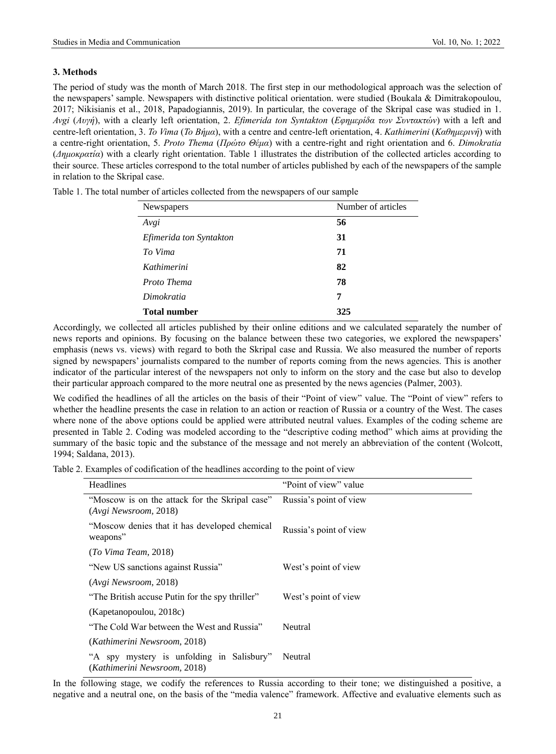## 3. Methods

The period of study was the month of March 2018. The first step in our methodological approach was the selection of the newspapers' sample. Newspapers with distinctive political orientation. were studied (Boukala & Dimitrakopoulou, 2017; Nikisianis et al., 2018, Papadogiannis, 2019). In particular, the coverage of the Skripal case was studied in 1. *Avgi* (*Αυγή*), with a clearly left orientation, 2. *Efimerida ton Syntakton* (*Εφημερίδα των Συντακτών*) with a left and centre-left orientation, 3. *To Vima* (*Το Βήμα*), with a centre and centre-left orientation, 4. *Kathimerini* (*Καθημερινή*) with a centre-right orientation, 5. *Proto Thema* (*Πρώτο Θέμα*) with a centre-right and right orientation and 6. *Dimokratia* (*Δημοκρατία*) with a clearly right orientation. Table 1 illustrates the distribution of the collected articles according to their source. These articles correspond to the total number of articles published by each of the newspapers of the sample in relation to the Skripal case.

Table 1. The total number of articles collected from the newspapers of our sample

| Newspapers | Number of articles |
|---|---|
| *Avgi* | **56** |
| *Efimerida ton Syntakton* | **31** |
| *To Vima* | **71** |
| *Kathimerini* | **82** |
| *Proto Thema* | **78** |
| *Dimokratia* | **7** |
| **Total number** | **325** |

Accordingly, we collected all articles published by their online editions and we calculated separately the number of news reports and opinions. By focusing on the balance between these two categories, we explored the newspapers' emphasis (news vs. views) with regard to both the Skripal case and Russia. We also measured the number of reports signed by newspapers' journalists compared to the number of reports coming from the news agencies. This is another indicator of the particular interest of the newspapers not only to inform on the story and the case but also to develop their particular approach compared to the more neutral one as presented by the news agencies (Palmer, 2003).

We codified the headlines of all the articles on the basis of their "Point of view" value. The "Point of view" refers to whether the headline presents the case in relation to an action or reaction of Russia or a country of the West. The cases where none of the above options could be applied were attributed neutral values. Examples of the coding scheme are presented in Table 2. Coding was modeled according to the "descriptive coding method" which aims at providing the summary of the basic topic and the substance of the message and not merely an abbreviation of the content (Wolcott, 1994; Saldana, 2013).

Table 2. Examples of codification of the headlines according to the point of view

| Headlines | "Point of view" value |
|---|---|
| "Moscow is on the attack for the Skripal case" (*Avgi Newsroom*, 2018) | Russia's point of view |
| "Moscow denies that it has developed chemical weapons" (*To Vima Team*, 2018) | Russia's point of view |
| "New US sanctions against Russia" (*Avgi Newsroom*, 2018) | West's point of view |
| "The British accuse Putin for the spy thriller" (Kapetanopoulou, 2018c) | West's point of view |
| "The Cold War between the West and Russia" (*Kathimerini Newsroom*, 2018) | Neutral |
| "A spy mystery is unfolding in Salisbury" (*Kathimerini Newsroom*, 2018) | Neutral |

In the following stage, we codify the references to Russia according to their tone; we distinguished a positive, a negative and a neutral one, on the basis of the "media valence" framework. Affective and evaluative elements such as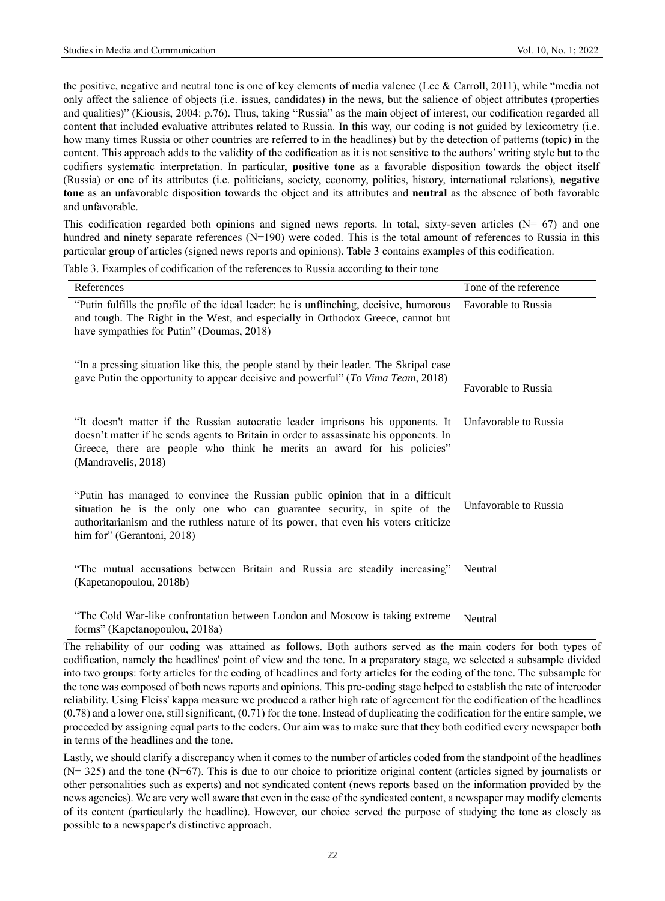the positive, negative and neutral tone is one of key elements of media valence (Lee & Carroll, 2011), while "media not only affect the salience of objects (i.e. issues, candidates) in the news, but the salience of object attributes (properties and qualities)" (Kiousis, 2004: p.76). Thus, taking "Russia" as the main object of interest, our codification regarded all content that included evaluative attributes related to Russia. In this way, our coding is not guided by lexicometry (i.e. how many times Russia or other countries are referred to in the headlines) but by the detection of patterns (topic) in the content. This approach adds to the validity of the codification as it is not sensitive to the authors' writing style but to the codifiers systematic interpretation. In particular, **positive tone** as a favorable disposition towards the object itself (Russia) or one of its attributes (i.e. politicians, society, economy, politics, history, international relations), **negative tone** as an unfavorable disposition towards the object and its attributes and **neutral** as the absence of both favorable and unfavorable.

This codification regarded both opinions and signed news reports. In total, sixty-seven articles (N= 67) and one hundred and ninety separate references (N=190) were coded. This is the total amount of references to Russia in this particular group of articles (signed news reports and opinions). Table 3 contains examples of this codification.

Table 3. Examples of codification of the references to Russia according to their tone

| References | Tone of the reference |
|---|---|
| "Putin fulfills the profile of the ideal leader: he is unflinching, decisive, humorous and tough. The Right in the West, and especially in Orthodox Greece, cannot but have sympathies for Putin" (Doumas, 2018) | Favorable to Russia |
| "In a pressing situation like this, the people stand by their leader. The Skripal case gave Putin the opportunity to appear decisive and powerful" (*To Vima Team,* 2018) | Favorable to Russia |
| "It doesn't matter if the Russian autocratic leader imprisons his opponents. It doesn't matter if he sends agents to Britain in order to assassinate his opponents. In Greece, there are people who think he merits an award for his policies" (Mandravelis, 2018) | Unfavorable to Russia |
| "Putin has managed to convince the Russian public opinion that in a difficult situation he is the only one who can guarantee security, in spite of the authoritarianism and the ruthless nature of its power, that even his voters criticize him for" (Gerantoni, 2018) | Unfavorable to Russia |
| "The mutual accusations between Britain and Russia are steadily increasing" (Kapetanopoulou, 2018b) | Neutral |
| "The Cold War-like confrontation between London and Moscow is taking extreme forms" (Kapetanopoulou, 2018a) | Neutral |

The reliability of our coding was attained as follows. Both authors served as the main coders for both types of codification, namely the headlines' point of view and the tone. In a preparatory stage, we selected a subsample divided into two groups: forty articles for the coding of headlines and forty articles for the coding of the tone. The subsample for the tone was composed of both news reports and opinions. This pre-coding stage helped to establish the rate of intercoder reliability. Using Fleiss' kappa measure we produced a rather high rate of agreement for the codification of the headlines (0.78) and a lower one, still significant, (0.71) for the tone. Instead of duplicating the codification for the entire sample, we proceeded by assigning equal parts to the coders. Our aim was to make sure that they both codified every newspaper both in terms of the headlines and the tone.

Lastly, we should clarify a discrepancy when it comes to the number of articles coded from the standpoint of the headlines (N= 325) and the tone (N=67). This is due to our choice to prioritize original content (articles signed by journalists or other personalities such as experts) and not syndicated content (news reports based on the information provided by the news agencies). We are very well aware that even in the case of the syndicated content, a newspaper may modify elements of its content (particularly the headline). However, our choice served the purpose of studying the tone as closely as possible to a newspaper's distinctive approach.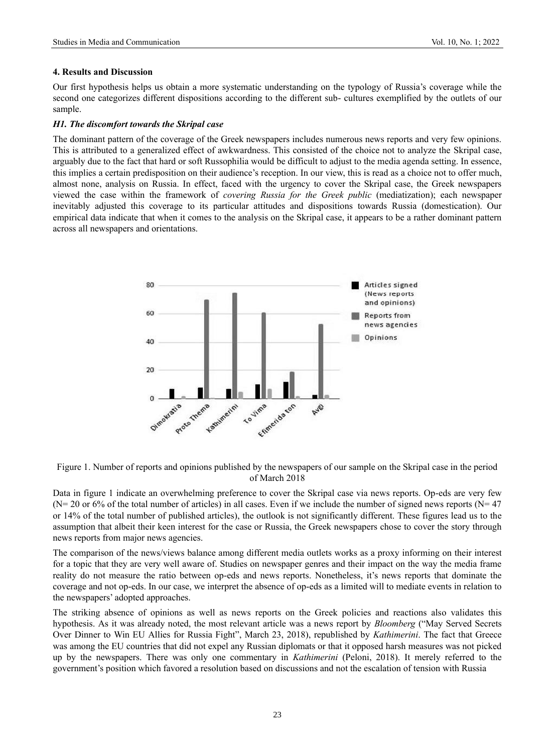## 4. Results and Discussion

Our first hypothesis helps us obtain a more systematic understanding on the typology of Russia's coverage while the second one categorizes different dispositions according to the different sub- cultures exemplified by the outlets of our sample.

### *H1. The discomfort towards the Skripal case*

The dominant pattern of the coverage of the Greek newspapers includes numerous news reports and very few opinions. This is attributed to a generalized effect of awkwardness. This consisted of the choice not to analyze the Skripal case, arguably due to the fact that hard or soft Russophilia would be difficult to adjust to the media agenda setting. In essence, this implies a certain predisposition on their audience's reception. In our view, this is read as a choice not to offer much, almost none, analysis on Russia. In effect, faced with the urgency to cover the Skripal case, the Greek newspapers viewed the case within the framework of *covering Russia for the Greek public* (mediatization); each newspaper inevitably adjusted this coverage to its particular attitudes and dispositions towards Russia (domestication). Our empirical data indicate that when it comes to the analysis on the Skripal case, it appears to be a rather dominant pattern across all newspapers and orientations.

Figure 1. Number of reports and opinions published by the newspapers of our sample on the Skripal case in the period of March 2018

Data in figure 1 indicate an overwhelming preference to cover the Skripal case via news reports. Op-eds are very few (N= 20 or 6% of the total number of articles) in all cases. Even if we include the number of signed news reports (N= 47 or 14% of the total number of published articles), the outlook is not significantly different. These figures lead us to the assumption that albeit their keen interest for the case or Russia, the Greek newspapers chose to cover the story through news reports from major news agencies.

The comparison of the news/views balance among different media outlets works as a proxy informing on their interest for a topic that they are very well aware of. Studies on newspaper genres and their impact on the way the media frame reality do not measure the ratio between op-eds and news reports. Nonetheless, it's news reports that dominate the coverage and not op-eds. In our case, we interpret the absence of op-eds as a limited will to mediate events in relation to the newspapers' adopted approaches.

The striking absence of opinions as well as news reports on the Greek policies and reactions also validates this hypothesis. As it was already noted, the most relevant article was a news report by *Bloomberg* ("May Served Secrets Over Dinner to Win EU Allies for Russia Fight", March 23, 2018), republished by *Kathimerini*. The fact that Greece was among the EU countries that did not expel any Russian diplomats or that it opposed harsh measures was not picked up by the newspapers. There was only one commentary in *Kathimerini* (Peloni, 2018). It merely referred to the government's position which favored a resolution based on discussions and not the escalation of tension with Russia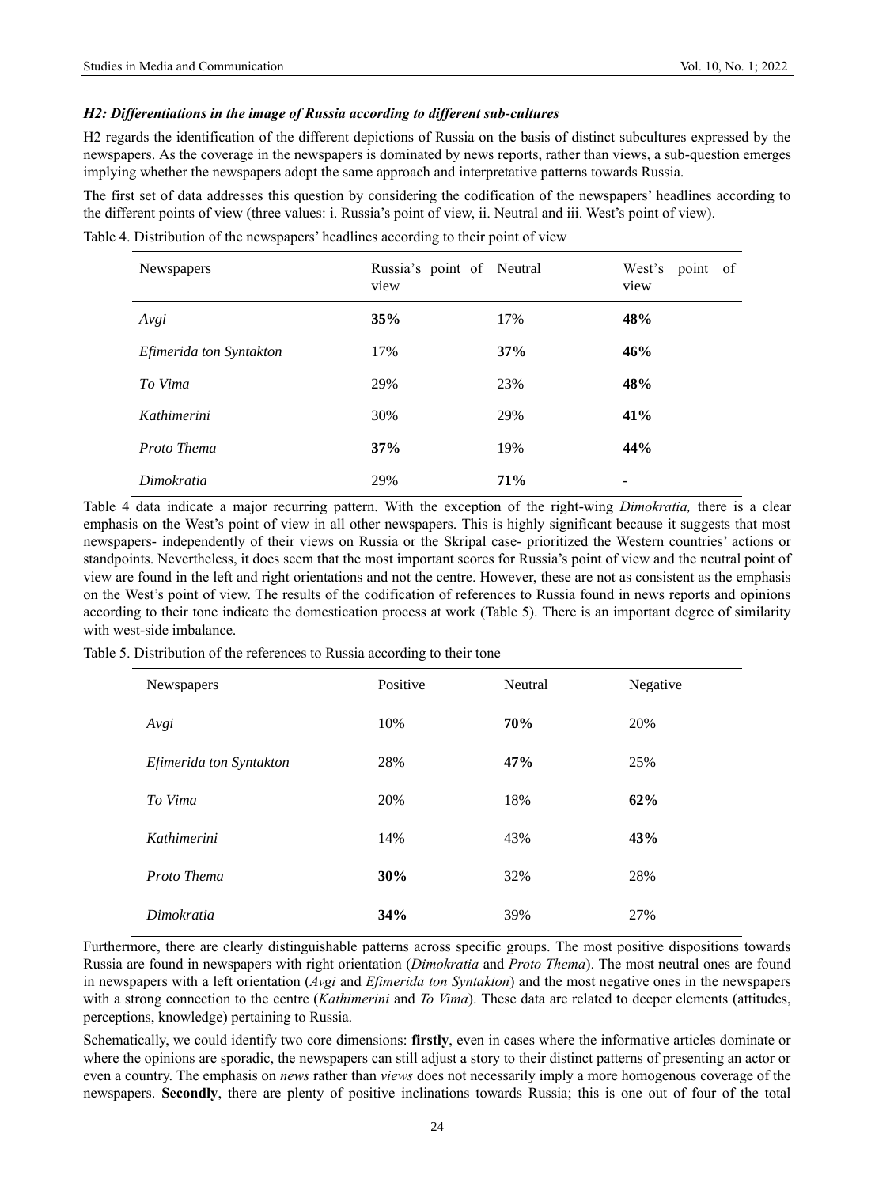#### *H2: Differentiations in the image of Russia according to different sub-cultures*

H2 regards the identification of the different depictions of Russia on the basis of distinct subcultures expressed by the newspapers. As the coverage in the newspapers is dominated by news reports, rather than views, a sub-question emerges implying whether the newspapers adopt the same approach and interpretative patterns towards Russia.

The first set of data addresses this question by considering the codification of the newspapers' headlines according to the different points of view (three values: i. Russia's point of view, ii. Neutral and iii. West's point of view).

Table 4. Distribution of the newspapers' headlines according to their point of view

| Newspapers | Russia's point of view | Neutral | West's point of view |
|---|---|---|---|
| *Avgi* | **35%** | 17% | **48%** |
| *Efimerida ton Syntakton* | 17% | **37%** | **46%** |
| *To Vima* | 29% | 23% | **48%** |
| *Kathimerini* | 30% | 29% | **41%** |
| *Proto Thema* | **37%** | 19% | **44%** |
| *Dimokratia* | 29% | **71%** | - |

Table 4 data indicate a major recurring pattern. With the exception of the right-wing *Dimokratia,* there is a clear emphasis on the West's point of view in all other newspapers. This is highly significant because it suggests that most newspapers- independently of their views on Russia or the Skripal case- prioritized the Western countries' actions or standpoints. Nevertheless, it does seem that the most important scores for Russia's point of view and the neutral point of view are found in the left and right orientations and not the centre. However, these are not as consistent as the emphasis on the West's point of view. The results of the codification of references to Russia found in news reports and opinions according to their tone indicate the domestication process at work (Table 5). There is an important degree of similarity with west-side imbalance.

Table 5. Distribution of the references to Russia according to their tone

| Newspapers | Positive | Neutral | Negative |
|---|---|---|---|
| *Avgi* | 10% | **70%** | 20% |
| *Efimerida ton Syntakton* | 28% | **47%** | 25% |
| *To Vima* | 20% | 18% | **62%** |
| *Kathimerini* | 14% | 43% | **43%** |
| *Proto Thema* | **30%** | 32% | 28% |
| *Dimokratia* | **34%** | 39% | 27% |

Furthermore, there are clearly distinguishable patterns across specific groups. The most positive dispositions towards Russia are found in newspapers with right orientation (*Dimokratia* and *Proto Thema*). The most neutral ones are found in newspapers with a left orientation (*Avgi* and *Efimerida ton Syntakton*) and the most negative ones in the newspapers with a strong connection to the centre (*Kathimerini* and *To Vima*). These data are related to deeper elements (attitudes, perceptions, knowledge) pertaining to Russia.

Schematically, we could identify two core dimensions: **firstly**, even in cases where the informative articles dominate or where the opinions are sporadic, the newspapers can still adjust a story to their distinct patterns of presenting an actor or even a country. The emphasis on *news* rather than *views* does not necessarily imply a more homogenous coverage of the newspapers. **Secondly**, there are plenty of positive inclinations towards Russia; this is one out of four of the total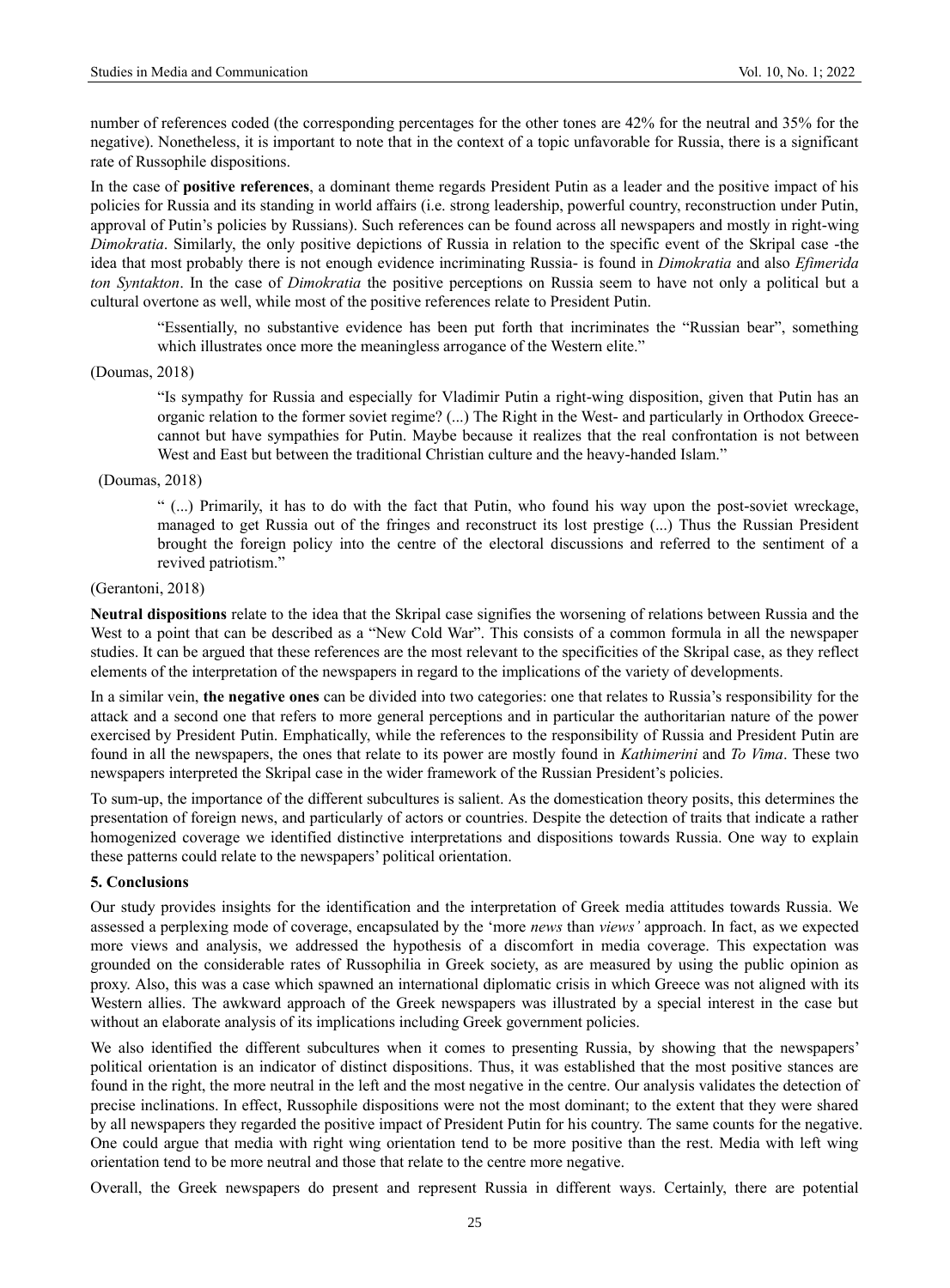number of references coded (the corresponding percentages for the other tones are 42% for the neutral and 35% for the negative). Nonetheless, it is important to note that in the context of a topic unfavorable for Russia, there is a significant rate of Russophile dispositions.

In the case of **positive references**, a dominant theme regards President Putin as a leader and the positive impact of his policies for Russia and its standing in world affairs (i.e. strong leadership, powerful country, reconstruction under Putin, approval of Putin's policies by Russians). Such references can be found across all newspapers and mostly in right-wing *Dimokratia*. Similarly, the only positive depictions of Russia in relation to the specific event of the Skripal case -the idea that most probably there is not enough evidence incriminating Russia- is found in *Dimokratia* and also *Efimerida ton Syntakton*. In the case of *Dimokratia* the positive perceptions on Russia seem to have not only a political but a cultural overtone as well, while most of the positive references relate to President Putin.

> "Essentially, no substantive evidence has been put forth that incriminates the "Russian bear", something which illustrates once more the meaningless arrogance of the Western elite."

(Doumas, 2018)

> "Is sympathy for Russia and especially for Vladimir Putin a right-wing disposition, given that Putin has an organic relation to the former soviet regime? (...) The Right in the West- and particularly in Orthodox Greece-cannot but have sympathies for Putin. Maybe because it realizes that the real confrontation is not between West and East but between the traditional Christian culture and the heavy-handed Islam."

(Doumas, 2018)

> " (...) Primarily, it has to do with the fact that Putin, who found his way upon the post-soviet wreckage, managed to get Russia out of the fringes and reconstruct its lost prestige (...) Thus the Russian President brought the foreign policy into the centre of the electoral discussions and referred to the sentiment of a revived patriotism."

(Gerantoni, 2018)

**Neutral dispositions** relate to the idea that the Skripal case signifies the worsening of relations between Russia and the West to a point that can be described as a "New Cold War". This consists of a common formula in all the newspaper studies. It can be argued that these references are the most relevant to the specificities of the Skripal case, as they reflect elements of the interpretation of the newspapers in regard to the implications of the variety of developments.

In a similar vein, **the negative ones** can be divided into two categories: one that relates to Russia's responsibility for the attack and a second one that refers to more general perceptions and in particular the authoritarian nature of the power exercised by President Putin. Emphatically, while the references to the responsibility of Russia and President Putin are found in all the newspapers, the ones that relate to its power are mostly found in *Kathimerini* and *To Vima*. These two newspapers interpreted the Skripal case in the wider framework of the Russian President's policies.

To sum-up, the importance of the different subcultures is salient. As the domestication theory posits, this determines the presentation of foreign news, and particularly of actors or countries. Despite the detection of traits that indicate a rather homogenized coverage we identified distinctive interpretations and dispositions towards Russia. One way to explain these patterns could relate to the newspapers' political orientation.

## 5. Conclusions

Our study provides insights for the identification and the interpretation of Greek media attitudes towards Russia. We assessed a perplexing mode of coverage, encapsulated by the 'more *news* than *views'* approach. In fact, as we expected more views and analysis, we addressed the hypothesis of a discomfort in media coverage. This expectation was grounded on the considerable rates of Russophilia in Greek society, as are measured by using the public opinion as proxy. Also, this was a case which spawned an international diplomatic crisis in which Greece was not aligned with its Western allies. The awkward approach of the Greek newspapers was illustrated by a special interest in the case but without an elaborate analysis of its implications including Greek government policies.

We also identified the different subcultures when it comes to presenting Russia, by showing that the newspapers' political orientation is an indicator of distinct dispositions. Thus, it was established that the most positive stances are found in the right, the more neutral in the left and the most negative in the centre. Our analysis validates the detection of precise inclinations. In effect, Russophile dispositions were not the most dominant; to the extent that they were shared by all newspapers they regarded the positive impact of President Putin for his country. The same counts for the negative. One could argue that media with right wing orientation tend to be more positive than the rest. Media with left wing orientation tend to be more neutral and those that relate to the centre more negative.

Overall, the Greek newspapers do present and represent Russia in different ways. Certainly, there are potential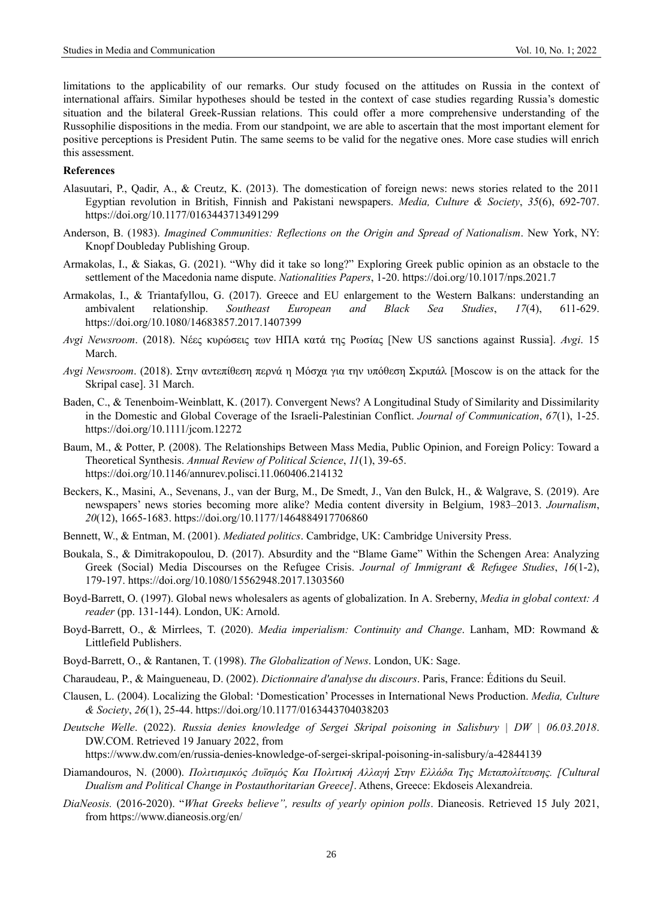limitations to the applicability of our remarks. Our study focused on the attitudes on Russia in the context of international affairs. Similar hypotheses should be tested in the context of case studies regarding Russia's domestic situation and the bilateral Greek-Russian relations. This could offer a more comprehensive understanding of the Russophilie dispositions in the media. From our standpoint, we are able to ascertain that the most important element for positive perceptions is President Putin. The same seems to be valid for the negative ones. More case studies will enrich this assessment.

**References**

Alasuutari, P., Qadir, A., & Creutz, K. (2013). The domestication of foreign news: news stories related to the 2011 Egyptian revolution in British, Finnish and Pakistani newspapers. *Media, Culture & Society*, *35*(6), 692-707. https://doi.org/10.1177/0163443713491299

Anderson, B. (1983). *Imagined Communities: Reflections on the Origin and Spread of Nationalism*. New York, NY: Knopf Doubleday Publishing Group.

Armakolas, I., & Siakas, G. (2021). "Why did it take so long?" Exploring Greek public opinion as an obstacle to the settlement of the Macedonia name dispute. *Nationalities Papers*, 1-20. https://doi.org/10.1017/nps.2021.7

Armakolas, I., & Triantafyllou, G. (2017). Greece and EU enlargement to the Western Balkans: understanding an ambivalent relationship. *Southeast European and Black Sea Studies*, *17*(4), 611-629. https://doi.org/10.1080/14683857.2017.1407399

*Avgi Newsroom*. (2018). Νέες κυρώσεις των ΗΠΑ κατά της Ρωσίας [New US sanctions against Russia]. *Avgi*. 15 March.

*Avgi Newsroom*. (2018). Στην αντεπίθεση περνά η Μόσχα για την υπόθεση Σκριπάλ [Moscow is on the attack for the Skripal case]. 31 March.

Baden, C., & Tenenboim-Weinblatt, K. (2017). Convergent News? A Longitudinal Study of Similarity and Dissimilarity in the Domestic and Global Coverage of the Israeli-Palestinian Conflict. *Journal of Communication*, *67*(1), 1-25. https://doi.org/10.1111/jcom.12272

Baum, M., & Potter, P. (2008). The Relationships Between Mass Media, Public Opinion, and Foreign Policy: Toward a Theoretical Synthesis. *Annual Review of Political Science*, *11*(1), 39-65. https://doi.org/10.1146/annurev.polisci.11.060406.214132

Beckers, K., Masini, A., Sevenans, J., van der Burg, M., De Smedt, J., Van den Bulck, H., & Walgrave, S. (2019). Are newspapers' news stories becoming more alike? Media content diversity in Belgium, 1983–2013. *Journalism*, *20*(12), 1665-1683. https://doi.org/10.1177/1464884917706860

Bennett, W., & Entman, M. (2001). *Mediated politics*. Cambridge, UK: Cambridge University Press.

Boukala, S., & Dimitrakopoulou, D. (2017). Absurdity and the "Blame Game" Within the Schengen Area: Analyzing Greek (Social) Media Discourses on the Refugee Crisis. *Journal of Immigrant & Refugee Studies*, *16*(1-2), 179-197. https://doi.org/10.1080/15562948.2017.1303560

Boyd-Barrett, O. (1997). Global news wholesalers as agents of globalization. In A. Sreberny, *Media in global context: A reader* (pp. 131-144). London, UK: Arnold.

Boyd-Barrett, O., & Mirrlees, T. (2020). *Media imperialism: Continuity and Change*. Lanham, MD: Rowmand & Littlefield Publishers.

Boyd-Barrett, O., & Rantanen, T. (1998). *The Globalization of News*. London, UK: Sage.

Charaudeau, P., & Maingueneau, D. (2002). *Dictionnaire d'analyse du discours*. Paris, France: Éditions du Seuil.

Clausen, L. (2004). Localizing the Global: 'Domestication' Processes in International News Production. *Media, Culture & Society*, *26*(1), 25-44. https://doi.org/10.1177/0163443704038203

*Deutsche Welle*. (2022). *Russia denies knowledge of Sergei Skripal poisoning in Salisbury | DW | 06.03.2018*. DW.COM. Retrieved 19 January 2022, from https://www.dw.com/en/russia-denies-knowledge-of-sergei-skripal-poisoning-in-salisbury/a-42844139

Diamandouros, N. (2000). *Πολιτισμικός Δυϊσμός Και Πολιτική Αλλαγή Στην Ελλάδα Της Μεταπολίτευσης. [Cultural Dualism and Political Change in Postauthoritarian Greece]*. Athens, Greece: Ekdoseis Alexandreia.

*DiaNeosis.* (2016-2020). "*What Greeks believe", results of yearly opinion polls*. Dianeosis. Retrieved 15 July 2021, from https://www.dianeosis.org/en/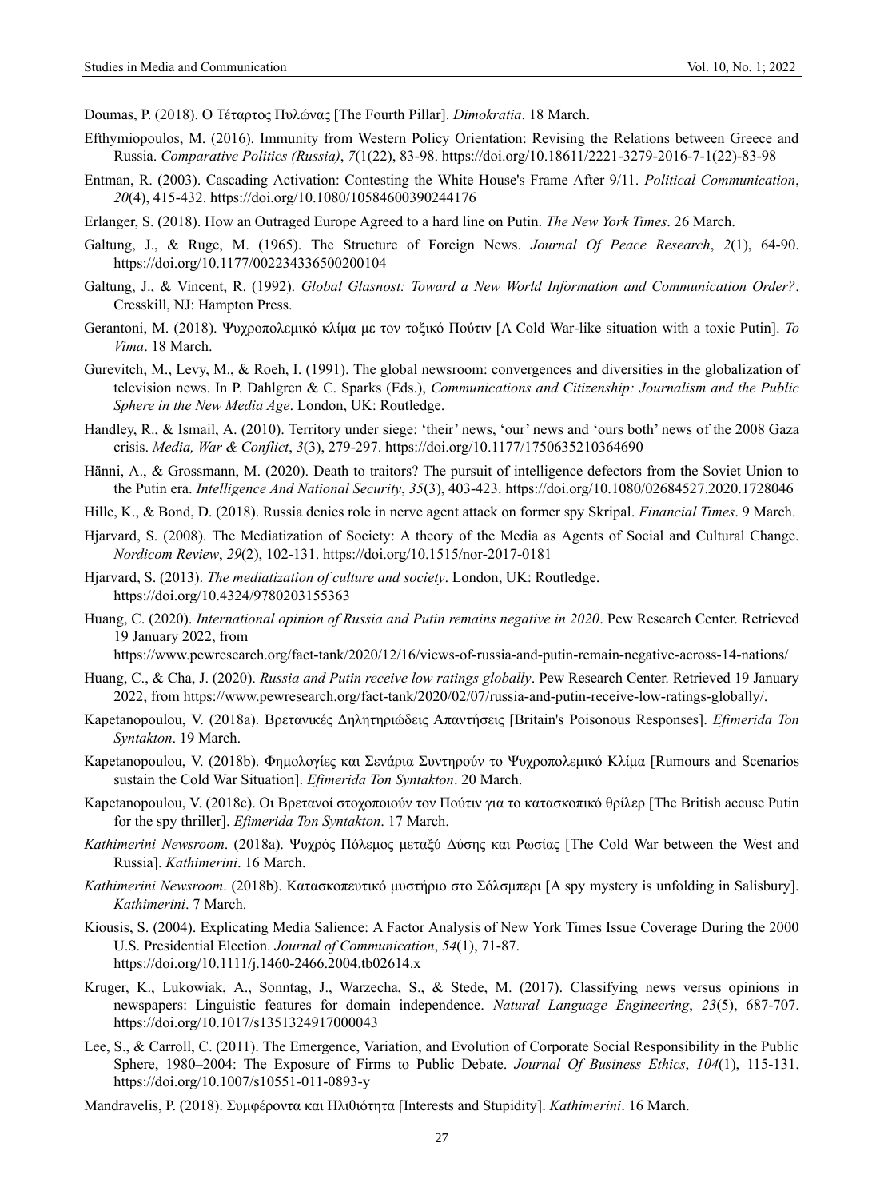Doumas, P. (2018). Ο Τέταρτος Πυλώνας [The Fourth Pillar]. *Dimokratia*. 18 March.

Efthymiopoulos, M. (2016). Immunity from Western Policy Orientation: Revising the Relations between Greece and Russia. *Comparative Politics (Russia)*, *7*(1(22), 83-98. https://doi.org/10.18611/2221-3279-2016-7-1(22)-83-98

Entman, R. (2003). Cascading Activation: Contesting the White House's Frame After 9/11. *Political Communication*, *20*(4), 415-432. https://doi.org/10.1080/10584600390244176

Erlanger, S. (2018). How an Outraged Europe Agreed to a hard line on Putin. *The New York Times*. 26 March.

Galtung, J., & Ruge, M. (1965). The Structure of Foreign News. *Journal Of Peace Research*, *2*(1), 64-90. https://doi.org/10.1177/002234336500200104

Galtung, J., & Vincent, R. (1992). *Global Glasnost: Toward a New World Information and Communication Order?*. Cresskill, NJ: Hampton Press.

Gerantoni, M. (2018). Ψυχροπολεμικό κλίμα με τον τοξικό Πούτιν [A Cold War-like situation with a toxic Putin]. *To Vima*. 18 March.

Gurevitch, M., Levy, M., & Roeh, I. (1991). The global newsroom: convergences and diversities in the globalization of television news. In P. Dahlgren & C. Sparks (Eds.), *Communications and Citizenship: Journalism and the Public Sphere in the New Media Age*. London, UK: Routledge.

Handley, R., & Ismail, A. (2010). Territory under siege: 'their' news, 'our' news and 'ours both' news of the 2008 Gaza crisis. *Media, War & Conflict*, *3*(3), 279-297. https://doi.org/10.1177/1750635210364690

Hänni, A., & Grossmann, M. (2020). Death to traitors? The pursuit of intelligence defectors from the Soviet Union to the Putin era. *Intelligence And National Security*, *35*(3), 403-423. https://doi.org/10.1080/02684527.2020.1728046

Hille, K., & Bond, D. (2018). Russia denies role in nerve agent attack on former spy Skripal. *Financial Times*. 9 March.

Hjarvard, S. (2008). The Mediatization of Society: A theory of the Media as Agents of Social and Cultural Change. *Nordicom Review*, *29*(2), 102-131. https://doi.org/10.1515/nor-2017-0181

Hjarvard, S. (2013). *The mediatization of culture and society*. London, UK: Routledge. https://doi.org/10.4324/9780203155363

Huang, C. (2020). *International opinion of Russia and Putin remains negative in 2020*. Pew Research Center. Retrieved 19 January 2022, from https://www.pewresearch.org/fact-tank/2020/12/16/views-of-russia-and-putin-remain-negative-across-14-nations/

Huang, C., & Cha, J. (2020). *Russia and Putin receive low ratings globally*. Pew Research Center. Retrieved 19 January 2022, from https://www.pewresearch.org/fact-tank/2020/02/07/russia-and-putin-receive-low-ratings-globally/.

Kapetanopoulou, V. (2018a). Βρετανικές Δηλητηριώδεις Απαντήσεις [Britain's Poisonous Responses]. *Efimerida Ton Syntakton*. 19 March.

Kapetanopoulou, V. (2018b). Φημολογίες και Σενάρια Συντηρούν το Ψυχροπολεμικό Κλίμα [Rumours and Scenarios sustain the Cold War Situation]. *Efimerida Ton Syntakton*. 20 March.

Kapetanopoulou, V. (2018c). Οι Βρετανοί στοχοποιούν τον Πούτιν για το κατασκοπικό θρίλερ [The British accuse Putin for the spy thriller]. *Efimerida Ton Syntakton*. 17 March.

*Kathimerini Newsroom*. (2018a). Ψυχρός Πόλεμος μεταξύ Δύσης και Ρωσίας [The Cold War between the West and Russia]. *Kathimerini*. 16 March.

*Kathimerini Newsroom*. (2018b). Κατασκοπευτικό μυστήριο στο Σόλσμπερι [A spy mystery is unfolding in Salisbury]. *Kathimerini*. 7 March.

Kiousis, S. (2004). Explicating Media Salience: A Factor Analysis of New York Times Issue Coverage During the 2000 U.S. Presidential Election. *Journal of Communication*, *54*(1), 71-87. https://doi.org/10.1111/j.1460-2466.2004.tb02614.x

Kruger, K., Lukowiak, A., Sonntag, J., Warzecha, S., & Stede, M. (2017). Classifying news versus opinions in newspapers: Linguistic features for domain independence. *Natural Language Engineering*, *23*(5), 687-707. https://doi.org/10.1017/s1351324917000043

Lee, S., & Carroll, C. (2011). The Emergence, Variation, and Evolution of Corporate Social Responsibility in the Public Sphere, 1980–2004: The Exposure of Firms to Public Debate. *Journal Of Business Ethics*, *104*(1), 115-131. https://doi.org/10.1007/s10551-011-0893-y

Mandravelis, P. (2018). Συμφέροντα και Ηλιθιότητα [Interests and Stupidity]. *Kathimerini*. 16 March.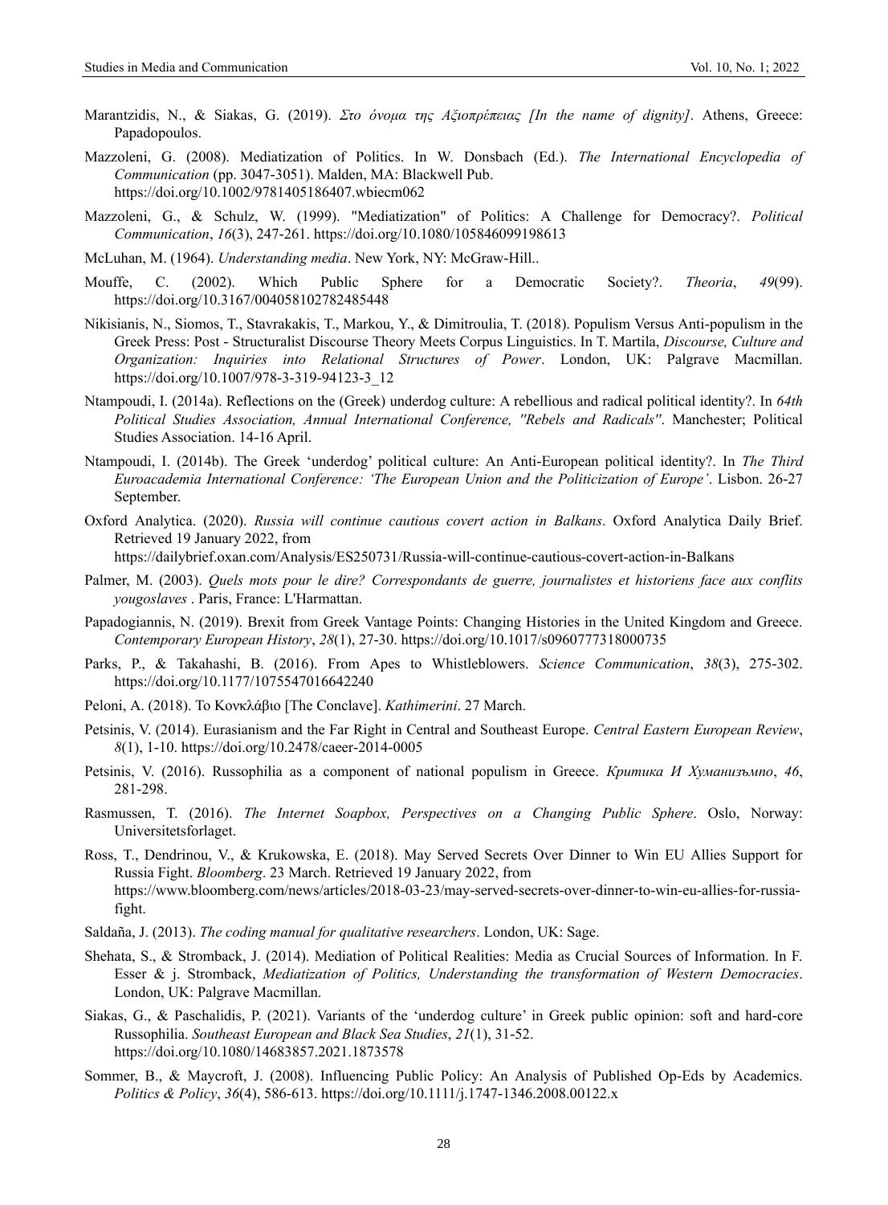Marantzidis, N., & Siakas, G. (2019). *Στο όνομα της Αξιοπρέπειας [In the name of dignity]*. Athens, Greece: Papadopoulos.

Mazzoleni, G. (2008). Mediatization of Politics. In W. Donsbach (Ed.). *The International Encyclopedia of Communication* (pp. 3047-3051). Malden, MA: Blackwell Pub. https://doi.org/10.1002/9781405186407.wbiecm062

Mazzoleni, G., & Schulz, W. (1999). "Mediatization" of Politics: A Challenge for Democracy?. *Political Communication*, *16*(3), 247-261. https://doi.org/10.1080/105846099198613

McLuhan, M. (1964). *Understanding media*. New York, NY: McGraw-Hill..

Mouffe, C. (2002). Which Public Sphere for a Democratic Society?. *Theoria*, *49*(99). https://doi.org/10.3167/004058102782485448

Nikisianis, N., Siomos, T., Stavrakakis, T., Markou, Y., & Dimitroulia, T. (2018). Populism Versus Anti-populism in the Greek Press: Post - Structuralist Discourse Theory Meets Corpus Linguistics. In T. Martila, *Discourse, Culture and Organization: Inquiries into Relational Structures of Power*. London, UK: Palgrave Macmillan. https://doi.org/10.1007/978-3-319-94123-3_12

Ntampoudi, I. (2014a). Reflections on the (Greek) underdog culture: A rebellious and radical political identity?. In *64th Political Studies Association, Annual International Conference, "Rebels and Radicals"*. Manchester; Political Studies Association. 14-16 April.

Ntampoudi, I. (2014b). The Greek 'underdog' political culture: An Anti-European political identity?. In *The Third Euroacademia International Conference: 'The European Union and the Politicization of Europe'*. Lisbon. 26-27 September.

Oxford Analytica. (2020). *Russia will continue cautious covert action in Balkans*. Oxford Analytica Daily Brief. Retrieved 19 January 2022, from https://dailybrief.oxan.com/Analysis/ES250731/Russia-will-continue-cautious-covert-action-in-Balkans

Palmer, M. (2003). *Quels mots pour le dire? Correspondants de guerre, journalistes et historiens face aux conflits yougoslaves* . Paris, France: L'Harmattan.

Papadogiannis, N. (2019). Brexit from Greek Vantage Points: Changing Histories in the United Kingdom and Greece. *Contemporary European History*, *28*(1), 27-30. https://doi.org/10.1017/s0960777318000735

Parks, P., & Takahashi, B. (2016). From Apes to Whistleblowers. *Science Communication*, *38*(3), 275-302. https://doi.org/10.1177/1075547016642240

Peloni, A. (2018). Το Κονκλάβιο [The Conclave]. *Kathimerini*. 27 March.

Petsinis, V. (2014). Eurasianism and the Far Right in Central and Southeast Europe. *Central Eastern European Review*, *8*(1), 1-10. https://doi.org/10.2478/caeer-2014-0005

Petsinis, V. (2016). Russophilia as a component of national populism in Greece. *Критика И Хуманизъмпо*, *46*, 281-298.

Rasmussen, T. (2016). *The Internet Soapbox, Perspectives on a Changing Public Sphere*. Oslo, Norway: Universitetsforlaget.

Ross, T., Dendrinou, V., & Krukowska, E. (2018). May Served Secrets Over Dinner to Win EU Allies Support for Russia Fight. *Bloomberg*. 23 March. Retrieved 19 January 2022, from https://www.bloomberg.com/news/articles/2018-03-23/may-served-secrets-over-dinner-to-win-eu-allies-for-russia-fight.

Saldaña, J. (2013). *The coding manual for qualitative researchers*. London, UK: Sage.

Shehata, S., & Stromback, J. (2014). Mediation of Political Realities: Media as Crucial Sources of Information. In F. Esser & j. Stromback, *Mediatization of Politics, Understanding the transformation of Western Democracies*. London, UK: Palgrave Macmillan.

Siakas, G., & Paschalidis, P. (2021). Variants of the 'underdog culture' in Greek public opinion: soft and hard-core Russophilia. *Southeast European and Black Sea Studies*, *21*(1), 31-52. https://doi.org/10.1080/14683857.2021.1873578

Sommer, B., & Maycroft, J. (2008). Influencing Public Policy: An Analysis of Published Op-Eds by Academics. *Politics & Policy*, *36*(4), 586-613. https://doi.org/10.1111/j.1747-1346.2008.00122.x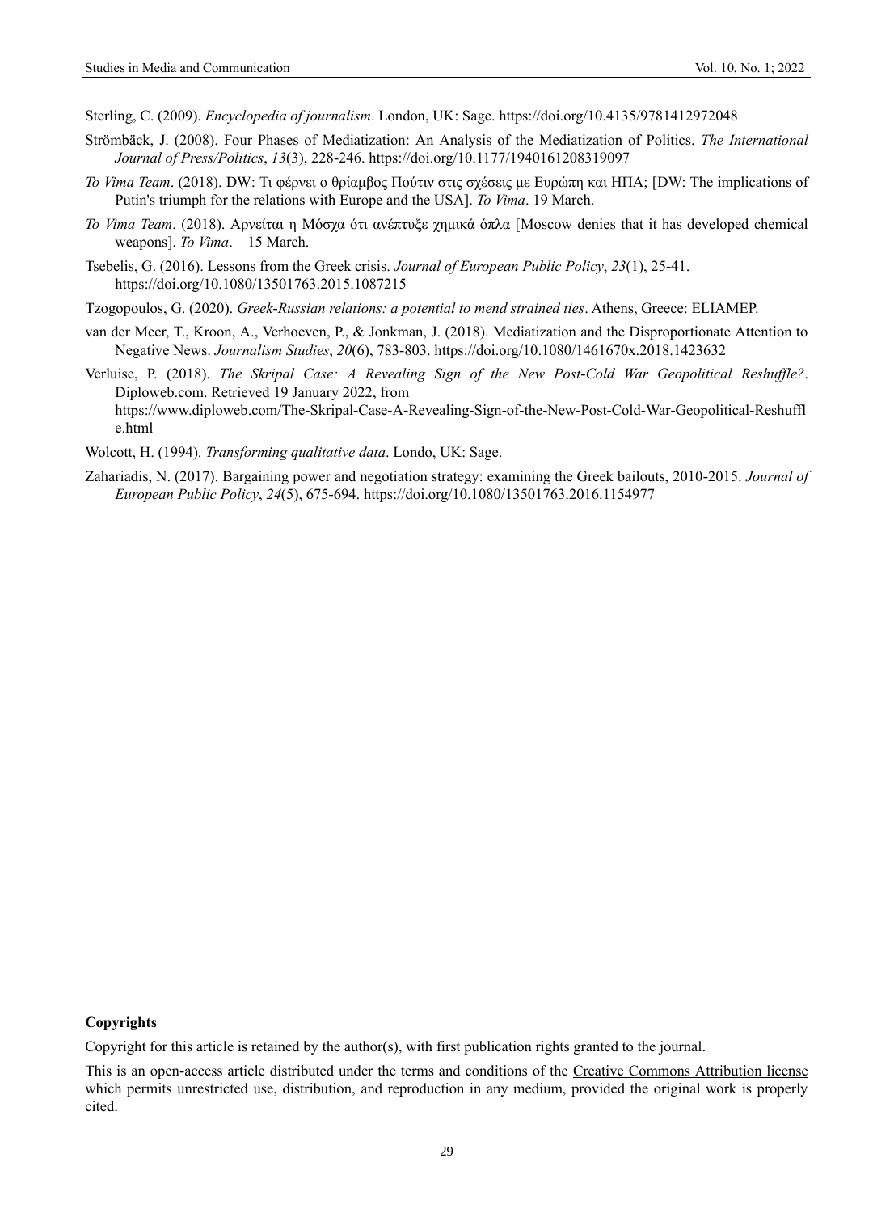Sterling, C. (2009). *Encyclopedia of journalism*. London, UK: Sage. https://doi.org/10.4135/9781412972048

Strömbäck, J. (2008). Four Phases of Mediatization: An Analysis of the Mediatization of Politics. *The International Journal of Press/Politics*, *13*(3), 228-246. https://doi.org/10.1177/1940161208319097

*To Vima Team*. (2018). DW: Τι φέρνει ο θρίαμβος Πούτιν στις σχέσεις με Ευρώπη και ΗΠΑ; [DW: The implications of Putin's triumph for the relations with Europe and the USA]. *To Vima*. 19 March.

*To Vima Team*. (2018). Αρνείται η Μόσχα ότι ανέπτυξε χημικά όπλα [Moscow denies that it has developed chemical weapons]. *To Vima*. 15 March.

Tsebelis, G. (2016). Lessons from the Greek crisis. *Journal of European Public Policy*, *23*(1), 25-41. https://doi.org/10.1080/13501763.2015.1087215

Tzogopoulos, G. (2020). *Greek-Russian relations: a potential to mend strained ties*. Athens, Greece: ELIAMEP.

van der Meer, T., Kroon, A., Verhoeven, P., & Jonkman, J. (2018). Mediatization and the Disproportionate Attention to Negative News. *Journalism Studies*, *20*(6), 783-803. https://doi.org/10.1080/1461670x.2018.1423632

Verluise, P. (2018). *The Skripal Case: A Revealing Sign of the New Post-Cold War Geopolitical Reshuffle?*. Diploweb.com. Retrieved 19 January 2022, from https://www.diploweb.com/The-Skripal-Case-A-Revealing-Sign-of-the-New-Post-Cold-War-Geopolitical-Reshuffle.html

Wolcott, H. (1994). *Transforming qualitative data*. Londo, UK: Sage.

Zahariadis, N. (2017). Bargaining power and negotiation strategy: examining the Greek bailouts, 2010-2015. *Journal of European Public Policy*, *24*(5), 675-694. https://doi.org/10.1080/13501763.2016.1154977

**Copyrights**

Copyright for this article is retained by the author(s), with first publication rights granted to the journal.

This is an open-access article distributed under the terms and conditions of the Creative Commons Attribution license which permits unrestricted use, distribution, and reproduction in any medium, provided the original work is properly cited.